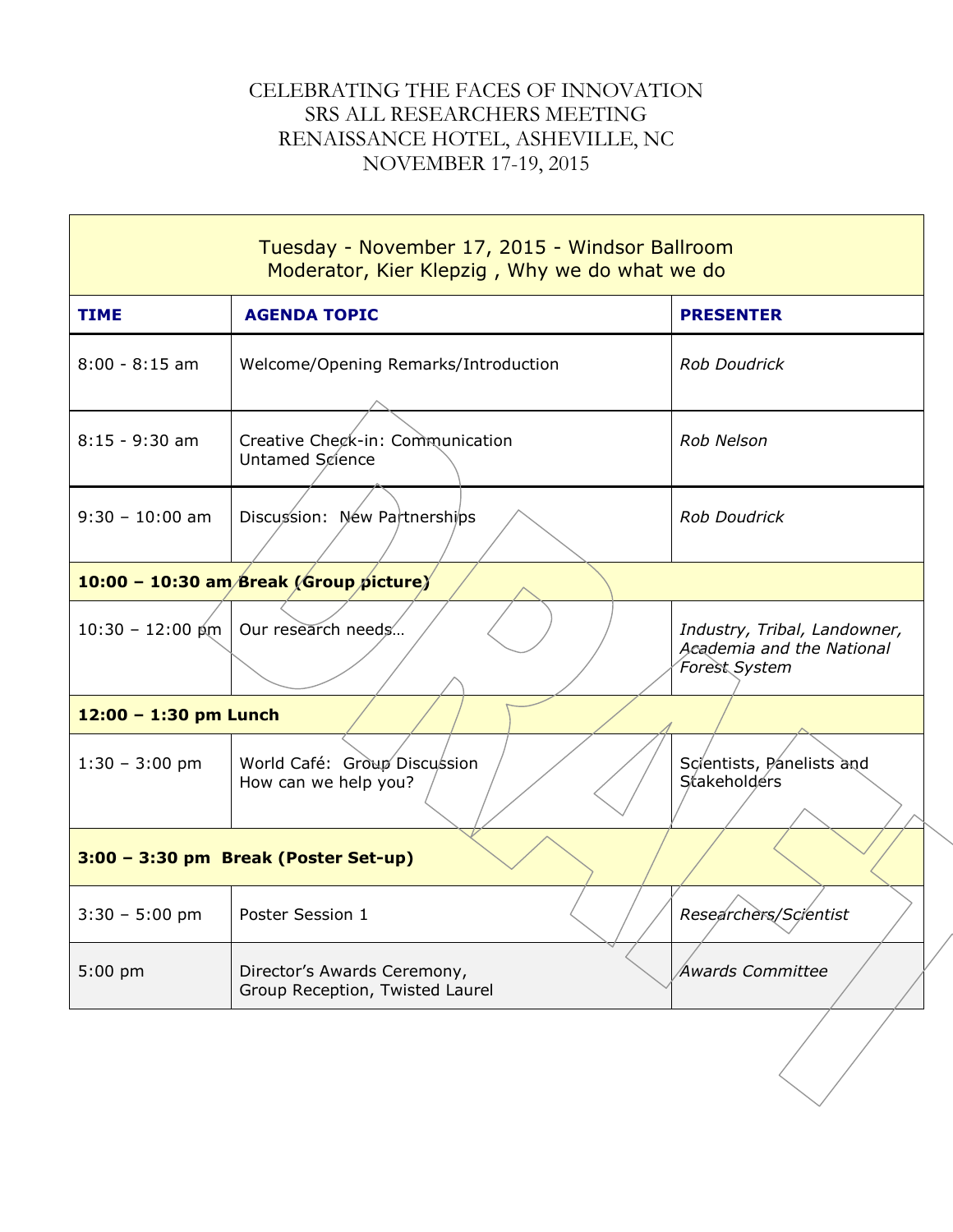# CELEBRATING THE FACES OF INNOVATION
# SRS ALL RESEARCHERS MEETING
# RENAISSANCE HOTEL, ASHEVILLE, NC
# NOVEMBER 17-19, 2015

| Tuesday - November 17, 2015 - Windsor Ballroom<br>Moderator, Kier Klepzig , Why we do what we do | | |
|---|---|---|
| **TIME** | **AGENDA TOPIC** | **PRESENTER** |
| 8:00 - 8:15 am | Welcome/Opening Remarks/Introduction | *Rob Doudrick* |
| 8:15 - 9:30 am | Creative Check-in: Communication<br>Untamed Science | *Rob Nelson* |
| 9:30 – 10:00 am | Discussion: New Partnerships | *Rob Doudrick* |
| **10:00 – 10:30 am Break (Group picture)** | | |
| 10:30 – 12:00 pm | Our research needs… | *Industry, Tribal, Landowner, Academia and the National Forest System* |
| **12:00 – 1:30 pm Lunch** | | |
| 1:30 – 3:00 pm | World Café: Group Discussion<br>How can we help you? | Scientists, Panelists and Stakeholders |
| **3:00 – 3:30 pm Break (Poster Set-up)** | | |
| 3:30 – 5:00 pm | Poster Session 1 | *Researchers/Scientist* |
| 5:00 pm | Director's Awards Ceremony,<br>Group Reception, Twisted Laurel | *Awards Committee* |

DRAFT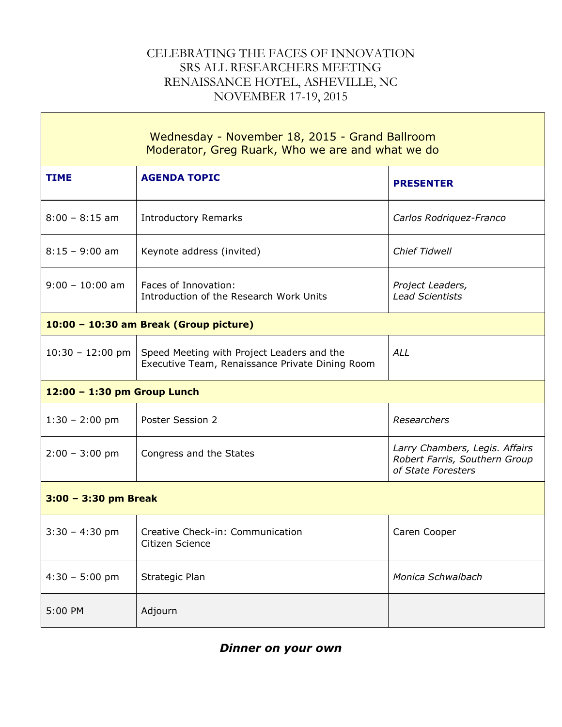# CELEBRATING THE FACES OF INNOVATION
## SRS ALL RESEARCHERS MEETING
## RENAISSANCE HOTEL, ASHEVILLE, NC
## NOVEMBER 17-19, 2015

| Wednesday - November 18, 2015 - Grand Ballroom<br>Moderator, Greg Ruark, Who we are and what we do | | |
|---|---|---|
| **TIME** | **AGENDA TOPIC** | **PRESENTER** |
| 8:00 – 8:15 am | Introductory Remarks | *Carlos Rodriquez-Franco* |
| 8:15 – 9:00 am | Keynote address (invited) | *Chief Tidwell* |
| 9:00 – 10:00 am | Faces of Innovation:<br>Introduction of the Research Work Units | *Project Leaders,<br>Lead Scientists* |
| **10:00 – 10:30 am Break (Group picture)** | | |
| 10:30 – 12:00 pm | Speed Meeting with Project Leaders and the Executive Team, Renaissance Private Dining Room | *ALL* |
| **12:00 – 1:30 pm Group Lunch** | | |
| 1:30 – 2:00 pm | Poster Session 2 | *Researchers* |
| 2:00 – 3:00 pm | Congress and the States | *Larry Chambers, Legis. Affairs<br>Robert Farris, Southern Group of State Foresters* |
| **3:00 – 3:30 pm Break** | | |
| 3:30 – 4:30 pm | Creative Check-in: Communication<br>Citizen Science | Caren Cooper |
| 4:30 – 5:00 pm | Strategic Plan | *Monica Schwalbach* |
| 5:00 PM | Adjourn | |

***Dinner on your own***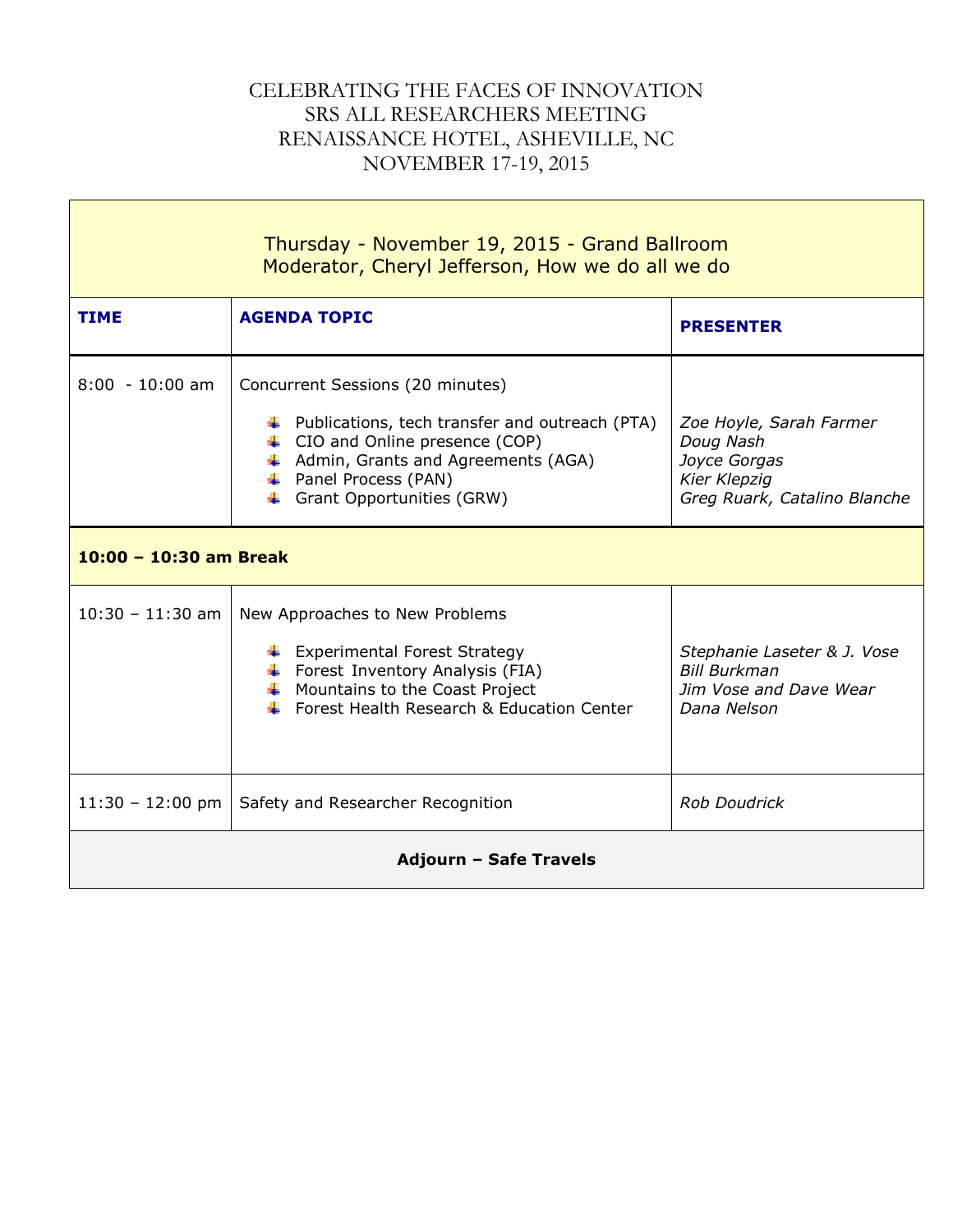CELEBRATING THE FACES OF INNOVATION
SRS ALL RESEARCHERS MEETING
RENAISSANCE HOTEL, ASHEVILLE, NC
NOVEMBER 17-19, 2015

| Thursday - November 19, 2015 - Grand Ballroom<br>Moderator, Cheryl Jefferson, How we do all we do | | |
|---|---|---|
| **TIME** | **AGENDA TOPIC** | **PRESENTER** |
| 8:00 - 10:00 am | Concurrent Sessions (20 minutes)<br>- Publications, tech transfer and outreach (PTA)<br>- CIO and Online presence (COP)<br>- Admin, Grants and Agreements (AGA)<br>- Panel Process (PAN)<br>- Grant Opportunities (GRW) | <br>*Zoe Hoyle, Sarah Farmer*<br>*Doug Nash*<br>*Joyce Gorgas*<br>*Kier Klepzig*<br>*Greg Ruark, Catalino Blanche* |
| **10:00 – 10:30 am Break** | | |
| 10:30 – 11:30 am | New Approaches to New Problems<br>- Experimental Forest Strategy<br>- Forest Inventory Analysis (FIA)<br>- Mountains to the Coast Project<br>- Forest Health Research & Education Center | <br>*Stephanie Laseter & J. Vose*<br>*Bill Burkman*<br>*Jim Vose and Dave Wear*<br>*Dana Nelson* |
| 11:30 – 12:00 pm | Safety and Researcher Recognition | *Rob Doudrick* |
| **Adjourn – Safe Travels** | | |